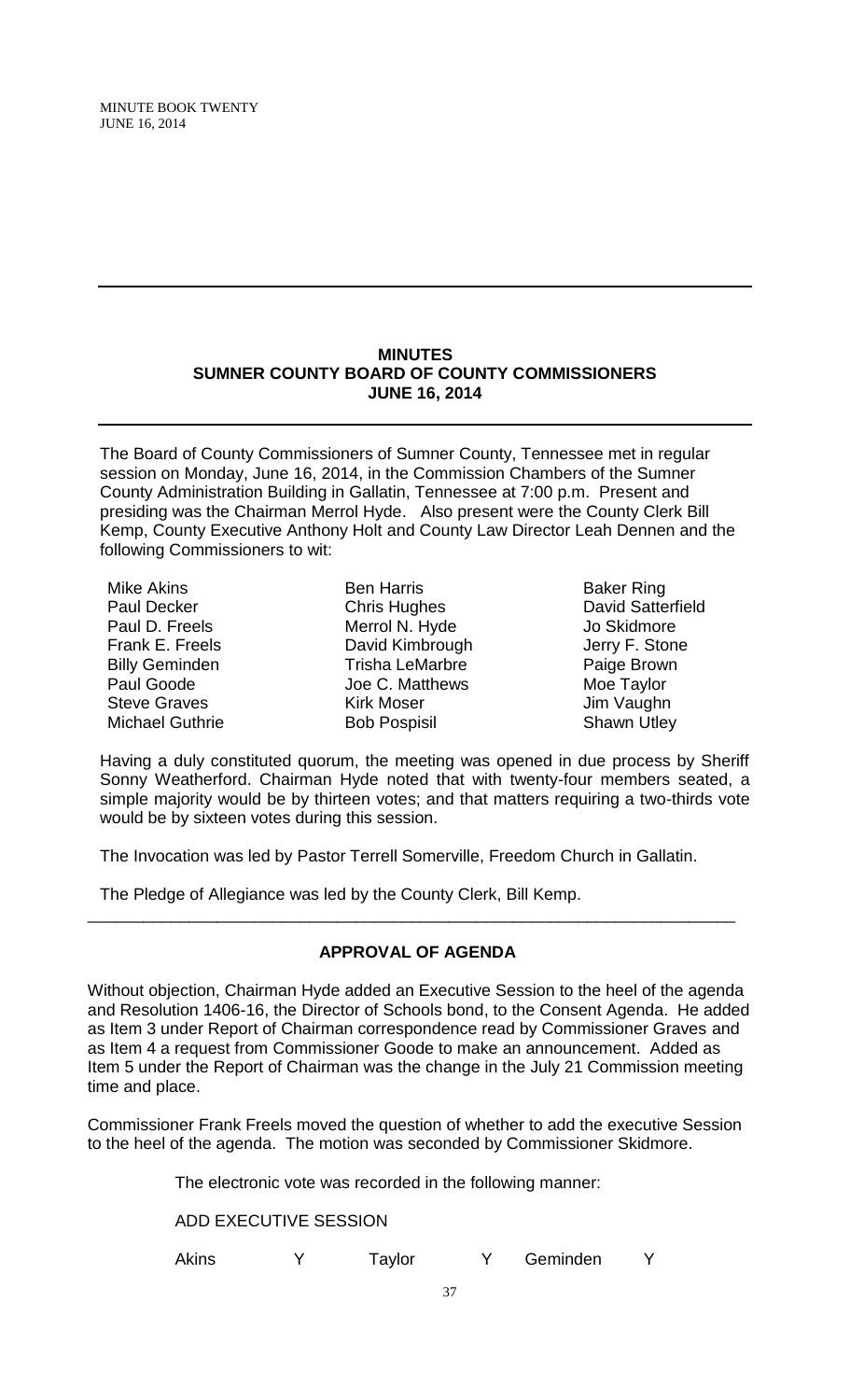## MINUTES
## SUMNER COUNTY BOARD OF COUNTY COMMISSIONERS
## JUNE 16, 2014

The Board of County Commissioners of Sumner County, Tennessee met in regular session on Monday, June 16, 2014, in the Commission Chambers of the Sumner County Administration Building in Gallatin, Tennessee at 7:00 p.m. Present and presiding was the Chairman Merrol Hyde. Also present were the County Clerk Bill Kemp, County Executive Anthony Holt and County Law Director Leah Dennen and the following Commissioners to wit:

| | | |
|---|---|---|
| Mike Akins | Ben Harris | Baker Ring |
| Paul Decker | Chris Hughes | David Satterfield |
| Paul D. Freels | Merrol N. Hyde | Jo Skidmore |
| Frank E. Freels | David Kimbrough | Jerry F. Stone |
| Billy Geminden | Trisha LeMarbre | Paige Brown |
| Paul Goode | Joe C. Matthews | Moe Taylor |
| Steve Graves | Kirk Moser | Jim Vaughn |
| Michael Guthrie | Bob Pospisil | Shawn Utley |

Having a duly constituted quorum, the meeting was opened in due process by Sheriff Sonny Weatherford. Chairman Hyde noted that with twenty-four members seated, a simple majority would be by thirteen votes; and that matters requiring a two-thirds vote would be by sixteen votes during this session.

The Invocation was led by Pastor Terrell Somerville, Freedom Church in Gallatin.

The Pledge of Allegiance was led by the County Clerk, Bill Kemp.

---

### APPROVAL OF AGENDA

Without objection, Chairman Hyde added an Executive Session to the heel of the agenda and Resolution 1406-16, the Director of Schools bond, to the Consent Agenda. He added as Item 3 under Report of Chairman correspondence read by Commissioner Graves and as Item 4 a request from Commissioner Goode to make an announcement. Added as Item 5 under the Report of Chairman was the change in the July 21 Commission meeting time and place.

Commissioner Frank Freels moved the question of whether to add the executive Session to the heel of the agenda. The motion was seconded by Commissioner Skidmore.

The electronic vote was recorded in the following manner:

ADD EXECUTIVE SESSION

| | | | | | |
|---|---|---|---|---|---|
| Akins | Y | Taylor | Y | Geminden | Y |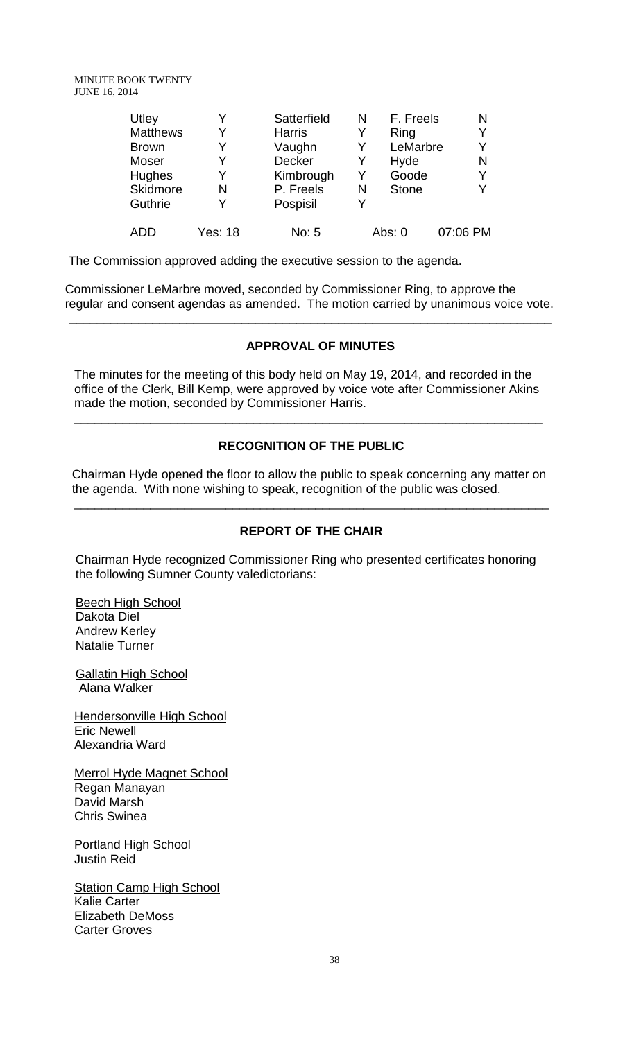| Utley | Y | Satterfield | N | F. Freels | N |
|---|---|---|---|---|---|
| Matthews | Y | Harris | Y | Ring | Y |
| Brown | Y | Vaughn | Y | LeMarbre | Y |
| Moser | Y | Decker | Y | Hyde | N |
| Hughes | Y | Kimbrough | Y | Goode | Y |
| Skidmore | N | P. Freels | N | Stone | Y |
| Guthrie | Y | Pospisil | Y | | |
| ADD | Yes: 18 | No: 5 | | Abs: 0 | 07:06 PM |

The Commission approved adding the executive session to the agenda.

Commissioner LeMarbre moved, seconded by Commissioner Ring, to approve the regular and consent agendas as amended. The motion carried by unanimous voice vote.

---

## APPROVAL OF MINUTES

The minutes for the meeting of this body held on May 19, 2014, and recorded in the office of the Clerk, Bill Kemp, were approved by voice vote after Commissioner Akins made the motion, seconded by Commissioner Harris.

---

## RECOGNITION OF THE PUBLIC

Chairman Hyde opened the floor to allow the public to speak concerning any matter on the agenda. With none wishing to speak, recognition of the public was closed.

---

## REPORT OF THE CHAIR

Chairman Hyde recognized Commissioner Ring who presented certificates honoring the following Sumner County valedictorians:

Beech High School
Dakota Diel
Andrew Kerley
Natalie Turner

Gallatin High School
Alana Walker

Hendersonville High School
Eric Newell
Alexandria Ward

Merrol Hyde Magnet School
Regan Manayan
David Marsh
Chris Swinea

Portland High School
Justin Reid

Station Camp High School
Kalie Carter
Elizabeth DeMoss
Carter Groves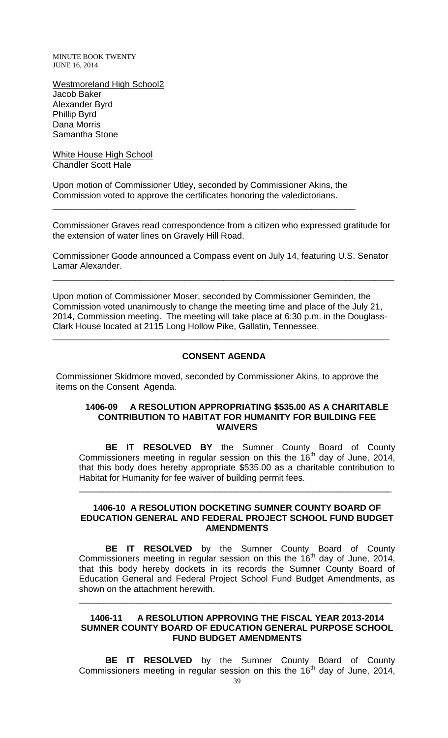Westmoreland High School2
Jacob Baker
Alexander Byrd
Phillip Byrd
Dana Morris
Samantha Stone

White House High School
Chandler Scott Hale

Upon motion of Commissioner Utley, seconded by Commissioner Akins, the Commission voted to approve the certificates honoring the valedictorians.

---

Commissioner Graves read correspondence from a citizen who expressed gratitude for the extension of water lines on Gravely Hill Road.

Commissioner Goode announced a Compass event on July 14, featuring U.S. Senator Lamar Alexander.

---

Upon motion of Commissioner Moser, seconded by Commissioner Geminden, the Commission voted unanimously to change the meeting time and place of the July 21, 2014, Commission meeting. The meeting will take place at 6:30 p.m. in the Douglass-Clark House located at 2115 Long Hollow Pike, Gallatin, Tennessee.

---

## CONSENT AGENDA

Commissioner Skidmore moved, seconded by Commissioner Akins, to approve the items on the Consent Agenda.

### 1406-09 A RESOLUTION APPROPRIATING $535.00 AS A CHARITABLE CONTRIBUTION TO HABITAT FOR HUMANITY FOR BUILDING FEE WAIVERS

**BE IT RESOLVED BY** the Sumner County Board of County Commissioners meeting in regular session on this the 16th day of June, 2014, that this body does hereby appropriate $535.00 as a charitable contribution to Habitat for Humanity for fee waiver of building permit fees.

---

### 1406-10 A RESOLUTION DOCKETING SUMNER COUNTY BOARD OF EDUCATION GENERAL AND FEDERAL PROJECT SCHOOL FUND BUDGET AMENDMENTS

**BE IT RESOLVED** by the Sumner County Board of County Commissioners meeting in regular session on this the 16th day of June, 2014, that this body hereby dockets in its records the Sumner County Board of Education General and Federal Project School Fund Budget Amendments, as shown on the attachment herewith.

---

### 1406-11 A RESOLUTION APPROVING THE FISCAL YEAR 2013-2014 SUMNER COUNTY BOARD OF EDUCATION GENERAL PURPOSE SCHOOL FUND BUDGET AMENDMENTS

**BE IT RESOLVED** by the Sumner County Board of County Commissioners meeting in regular session on this the 16th day of June, 2014,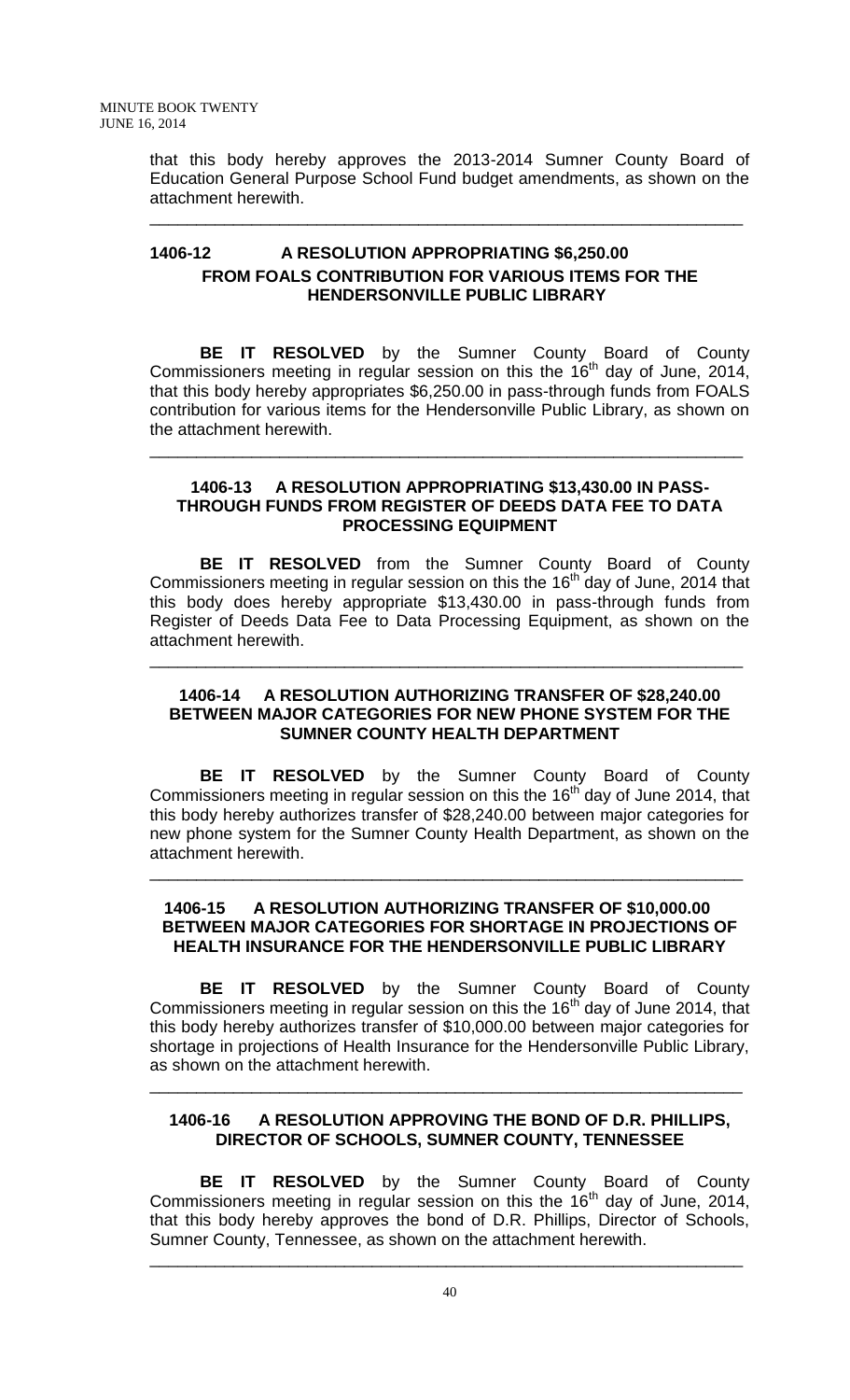that this body hereby approves the 2013-2014 Sumner County Board of Education General Purpose School Fund budget amendments, as shown on the attachment herewith.

---

### 1406-12 A RESOLUTION APPROPRIATING $6,250.00 FROM FOALS CONTRIBUTION FOR VARIOUS ITEMS FOR THE HENDERSONVILLE PUBLIC LIBRARY

**BE IT RESOLVED** by the Sumner County Board of County Commissioners meeting in regular session on this the 16th day of June, 2014, that this body hereby appropriates $6,250.00 in pass-through funds from FOALS contribution for various items for the Hendersonville Public Library, as shown on the attachment herewith.

---

### 1406-13 A RESOLUTION APPROPRIATING $13,430.00 IN PASS-THROUGH FUNDS FROM REGISTER OF DEEDS DATA FEE TO DATA PROCESSING EQUIPMENT

**BE IT RESOLVED** from the Sumner County Board of County Commissioners meeting in regular session on this the 16th day of June, 2014 that this body does hereby appropriate $13,430.00 in pass-through funds from Register of Deeds Data Fee to Data Processing Equipment, as shown on the attachment herewith.

---

### 1406-14 A RESOLUTION AUTHORIZING TRANSFER OF $28,240.00 BETWEEN MAJOR CATEGORIES FOR NEW PHONE SYSTEM FOR THE SUMNER COUNTY HEALTH DEPARTMENT

**BE IT RESOLVED** by the Sumner County Board of County Commissioners meeting in regular session on this the 16th day of June 2014, that this body hereby authorizes transfer of $28,240.00 between major categories for new phone system for the Sumner County Health Department, as shown on the attachment herewith.

---

### 1406-15 A RESOLUTION AUTHORIZING TRANSFER OF $10,000.00 BETWEEN MAJOR CATEGORIES FOR SHORTAGE IN PROJECTIONS OF HEALTH INSURANCE FOR THE HENDERSONVILLE PUBLIC LIBRARY

**BE IT RESOLVED** by the Sumner County Board of County Commissioners meeting in regular session on this the 16th day of June 2014, that this body hereby authorizes transfer of $10,000.00 between major categories for shortage in projections of Health Insurance for the Hendersonville Public Library, as shown on the attachment herewith.

---

### 1406-16 A RESOLUTION APPROVING THE BOND OF D.R. PHILLIPS, DIRECTOR OF SCHOOLS, SUMNER COUNTY, TENNESSEE

**BE IT RESOLVED** by the Sumner County Board of County Commissioners meeting in regular session on this the 16th day of June, 2014, that this body hereby approves the bond of D.R. Phillips, Director of Schools, Sumner County, Tennessee, as shown on the attachment herewith.

---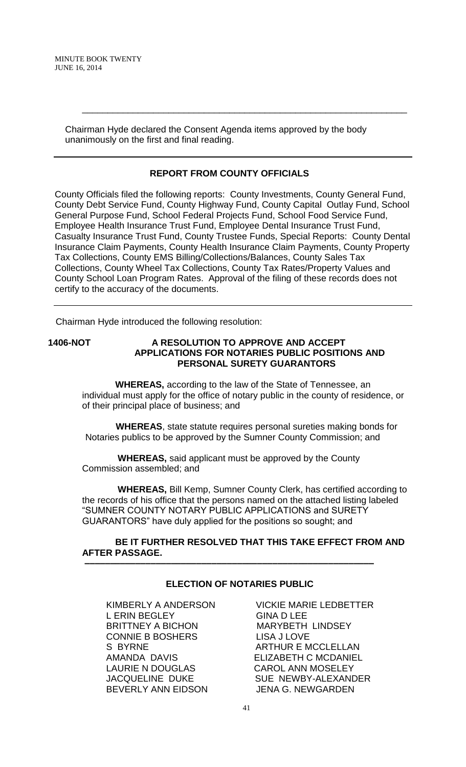Chairman Hyde declared the Consent Agenda items approved by the body unanimously on the first and final reading.

---

## REPORT FROM COUNTY OFFICIALS

County Officials filed the following reports: County Investments, County General Fund, County Debt Service Fund, County Highway Fund, County Capital Outlay Fund, School General Purpose Fund, School Federal Projects Fund, School Food Service Fund, Employee Health Insurance Trust Fund, Employee Dental Insurance Trust Fund, Casualty Insurance Trust Fund, County Trustee Funds, Special Reports: County Dental Insurance Claim Payments, County Health Insurance Claim Payments, County Property Tax Collections, County EMS Billing/Collections/Balances, County Sales Tax Collections, County Wheel Tax Collections, County Tax Rates/Property Values and County School Loan Program Rates. Approval of the filing of these records does not certify to the accuracy of the documents.

---

Chairman Hyde introduced the following resolution:

**1406-NOT A RESOLUTION TO APPROVE AND ACCEPT APPLICATIONS FOR NOTARIES PUBLIC POSITIONS AND PERSONAL SURETY GUARANTORS**

**WHEREAS,** according to the law of the State of Tennessee, an individual must apply for the office of notary public in the county of residence, or of their principal place of business; and

**WHEREAS**, state statute requires personal sureties making bonds for Notaries publics to be approved by the Sumner County Commission; and

**WHEREAS,** said applicant must be approved by the County Commission assembled; and

**WHEREAS,** Bill Kemp, Sumner County Clerk, has certified according to the records of his office that the persons named on the attached listing labeled "SUMNER COUNTY NOTARY PUBLIC APPLICATIONS and SURETY GUARANTORS" have duly applied for the positions so sought; and

**BE IT FURTHER RESOLVED THAT THIS TAKE EFFECT FROM AND AFTER PASSAGE.**

---

### ELECTION OF NOTARIES PUBLIC

KIMBERLY A ANDERSON
L ERIN BEGLEY
BRITTNEY A BICHON
CONNIE B BOSHERS
S BYRNE
AMANDA DAVIS
LAURIE N DOUGLAS
JACQUELINE DUKE
BEVERLY ANN EIDSON
VICKIE MARIE LEDBETTER
GINA D LEE
MARYBETH LINDSEY
LISA J LOVE
ARTHUR E MCCLELLAN
ELIZABETH C MCDANIEL
CAROL ANN MOSELEY
SUE NEWBY-ALEXANDER
JENA G. NEWGARDEN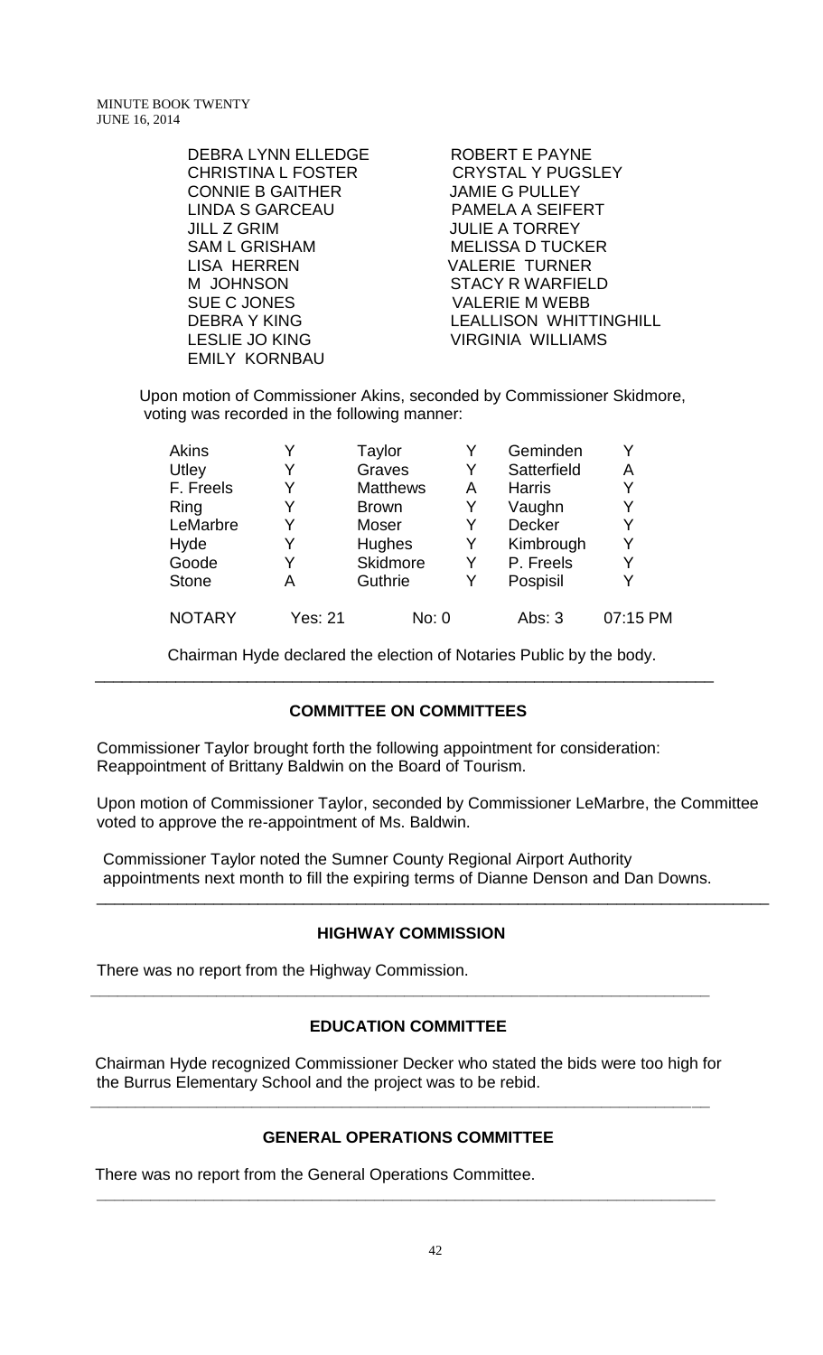| | |
|---|---|
| DEBRA LYNN ELLEDGE | ROBERT E PAYNE |
| CHRISTINA L FOSTER | CRYSTAL Y PUGSLEY |
| CONNIE B GAITHER | JAMIE G PULLEY |
| LINDA S GARCEAU | PAMELA A SEIFERT |
| JILL Z GRIM | JULIE A TORREY |
| SAM L GRISHAM | MELISSA D TUCKER |
| LISA HERREN | VALERIE TURNER |
| M JOHNSON | STACY R WARFIELD |
| SUE C JONES | VALERIE M WEBB |
| DEBRA Y KING | LEALLISON WHITTINGHILL |
| LESLIE JO KING | VIRGINIA WILLIAMS |
| EMILY KORNBAU | |

Upon motion of Commissioner Akins, seconded by Commissioner Skidmore, voting was recorded in the following manner:

| | | | | | |
|---|---|---|---|---|---|
| Akins | Y | Taylor | Y | Geminden | Y |
| Utley | Y | Graves | Y | Satterfield | A |
| F. Freels | Y | Matthews | A | Harris | Y |
| Ring | Y | Brown | Y | Vaughn | Y |
| LeMarbre | Y | Moser | Y | Decker | Y |
| Hyde | Y | Hughes | Y | Kimbrough | Y |
| Goode | Y | Skidmore | Y | P. Freels | Y |
| Stone | A | Guthrie | Y | Pospisil | Y |
| NOTARY | Yes: 21 | No: 0 | | Abs: 3 | 07:15 PM |

Chairman Hyde declared the election of Notaries Public by the body.

---

## COMMITTEE ON COMMITTEES

Commissioner Taylor brought forth the following appointment for consideration: Reappointment of Brittany Baldwin on the Board of Tourism.

Upon motion of Commissioner Taylor, seconded by Commissioner LeMarbre, the Committee voted to approve the re-appointment of Ms. Baldwin.

Commissioner Taylor noted the Sumner County Regional Airport Authority appointments next month to fill the expiring terms of Dianne Denson and Dan Downs.

---

## HIGHWAY COMMISSION

There was no report from the Highway Commission.

---

## EDUCATION COMMITTEE

Chairman Hyde recognized Commissioner Decker who stated the bids were too high for the Burrus Elementary School and the project was to be rebid.

---

## GENERAL OPERATIONS COMMITTEE

There was no report from the General Operations Committee.

---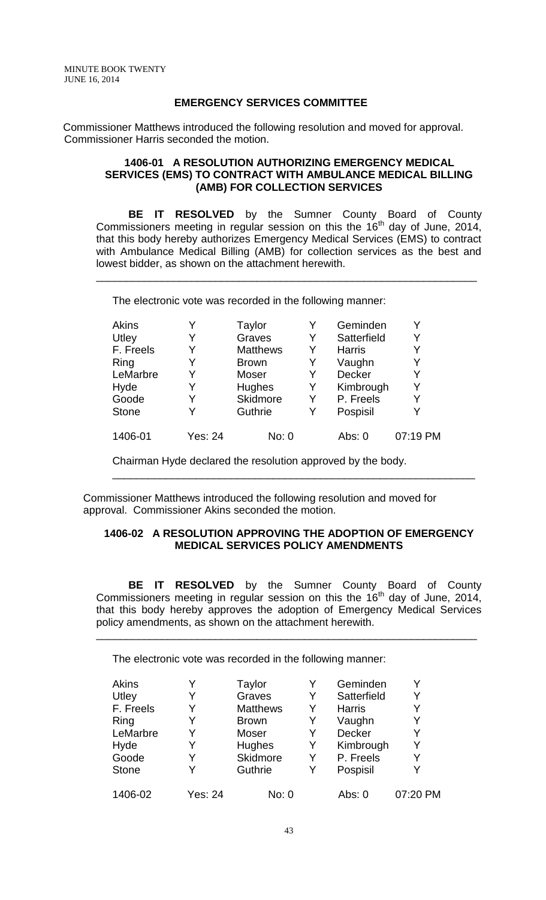## EMERGENCY SERVICES COMMITTEE

Commissioner Matthews introduced the following resolution and moved for approval. Commissioner Harris seconded the motion.

### 1406-01 A RESOLUTION AUTHORIZING EMERGENCY MEDICAL SERVICES (EMS) TO CONTRACT WITH AMBULANCE MEDICAL BILLING (AMB) FOR COLLECTION SERVICES

**BE IT RESOLVED** by the Sumner County Board of County Commissioners meeting in regular session on this the 16th day of June, 2014, that this body hereby authorizes Emergency Medical Services (EMS) to contract with Ambulance Medical Billing (AMB) for collection services as the best and lowest bidder, as shown on the attachment herewith.

---

The electronic vote was recorded in the following manner:

| | | | | | |
|---|---|---|---|---|---|
| Akins | Y | Taylor | Y | Geminden | Y |
| Utley | Y | Graves | Y | Satterfield | Y |
| F. Freels | Y | Matthews | Y | Harris | Y |
| Ring | Y | Brown | Y | Vaughn | Y |
| LeMarbre | Y | Moser | Y | Decker | Y |
| Hyde | Y | Hughes | Y | Kimbrough | Y |
| Goode | Y | Skidmore | Y | P. Freels | Y |
| Stone | Y | Guthrie | Y | Pospisil | Y |
| 1406-01 | Yes: 24 | No: 0 | | Abs: 0 | 07:19 PM |

Chairman Hyde declared the resolution approved by the body.

---

Commissioner Matthews introduced the following resolution and moved for approval. Commissioner Akins seconded the motion.

### 1406-02 A RESOLUTION APPROVING THE ADOPTION OF EMERGENCY MEDICAL SERVICES POLICY AMENDMENTS

**BE IT RESOLVED** by the Sumner County Board of County Commissioners meeting in regular session on this the 16th day of June, 2014, that this body hereby approves the adoption of Emergency Medical Services policy amendments, as shown on the attachment herewith.

---

The electronic vote was recorded in the following manner:

| | | | | | |
|---|---|---|---|---|---|
| Akins | Y | Taylor | Y | Geminden | Y |
| Utley | Y | Graves | Y | Satterfield | Y |
| F. Freels | Y | Matthews | Y | Harris | Y |
| Ring | Y | Brown | Y | Vaughn | Y |
| LeMarbre | Y | Moser | Y | Decker | Y |
| Hyde | Y | Hughes | Y | Kimbrough | Y |
| Goode | Y | Skidmore | Y | P. Freels | Y |
| Stone | Y | Guthrie | Y | Pospisil | Y |
| 1406-02 | Yes: 24 | No: 0 | | Abs: 0 | 07:20 PM |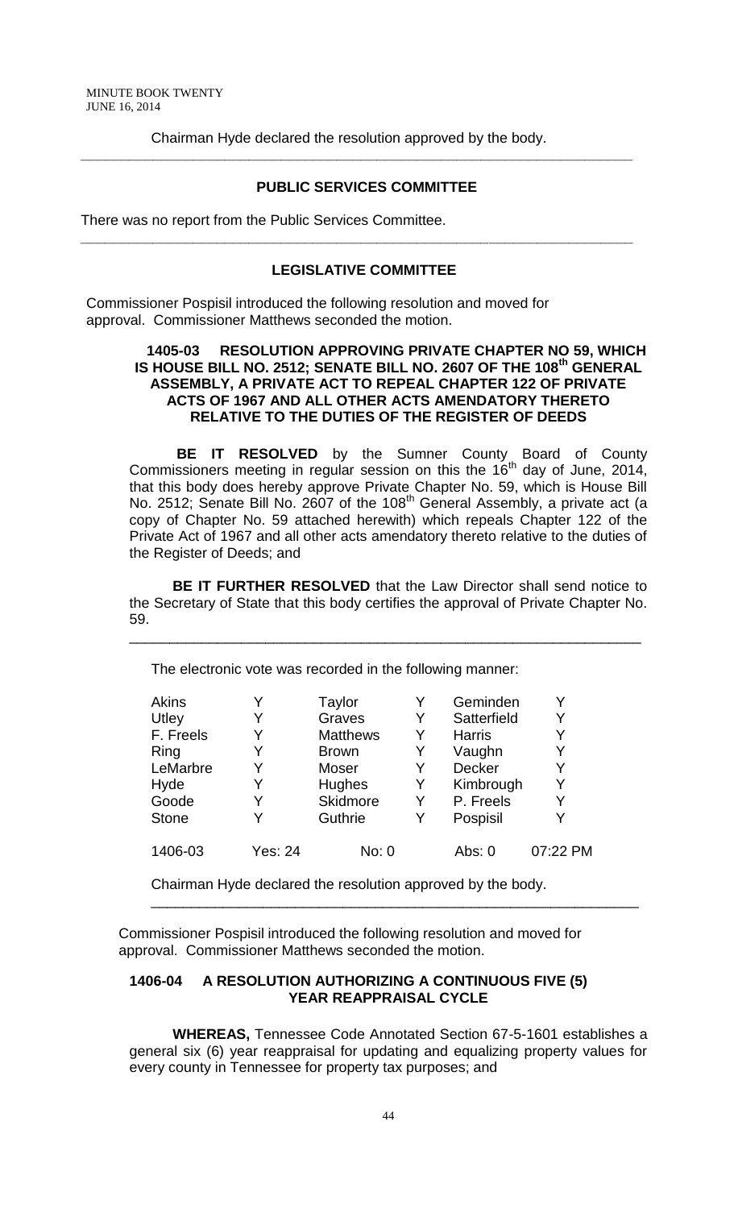Chairman Hyde declared the resolution approved by the body.

## PUBLIC SERVICES COMMITTEE

There was no report from the Public Services Committee.

## LEGISLATIVE COMMITTEE

Commissioner Pospisil introduced the following resolution and moved for approval. Commissioner Matthews seconded the motion.

### 1405-03 RESOLUTION APPROVING PRIVATE CHAPTER NO 59, WHICH IS HOUSE BILL NO. 2512; SENATE BILL NO. 2607 OF THE 108th GENERAL ASSEMBLY, A PRIVATE ACT TO REPEAL CHAPTER 122 OF PRIVATE ACTS OF 1967 AND ALL OTHER ACTS AMENDATORY THERETO RELATIVE TO THE DUTIES OF THE REGISTER OF DEEDS

**BE IT RESOLVED** by the Sumner County Board of County Commissioners meeting in regular session on this the 16th day of June, 2014, that this body does hereby approve Private Chapter No. 59, which is House Bill No. 2512; Senate Bill No. 2607 of the 108th General Assembly, a private act (a copy of Chapter No. 59 attached herewith) which repeals Chapter 122 of the Private Act of 1967 and all other acts amendatory thereto relative to the duties of the Register of Deeds; and

**BE IT FURTHER RESOLVED** that the Law Director shall send notice to the Secretary of State that this body certifies the approval of Private Chapter No. 59.

The electronic vote was recorded in the following manner:

| | | | | | |
|---|---|---|---|---|---|
| Akins | Y | Taylor | Y | Geminden | Y |
| Utley | Y | Graves | Y | Satterfield | Y |
| F. Freels | Y | Matthews | Y | Harris | Y |
| Ring | Y | Brown | Y | Vaughn | Y |
| LeMarbre | Y | Moser | Y | Decker | Y |
| Hyde | Y | Hughes | Y | Kimbrough | Y |
| Goode | Y | Skidmore | Y | P. Freels | Y |
| Stone | Y | Guthrie | Y | Pospisil | Y |
| 1406-03 | Yes: 24 | No: 0 | | Abs: 0 | 07:22 PM |

Chairman Hyde declared the resolution approved by the body.

Commissioner Pospisil introduced the following resolution and moved for approval. Commissioner Matthews seconded the motion.

### 1406-04 A RESOLUTION AUTHORIZING A CONTINUOUS FIVE (5) YEAR REAPPRAISAL CYCLE

**WHEREAS,** Tennessee Code Annotated Section 67-5-1601 establishes a general six (6) year reappraisal for updating and equalizing property values for every county in Tennessee for property tax purposes; and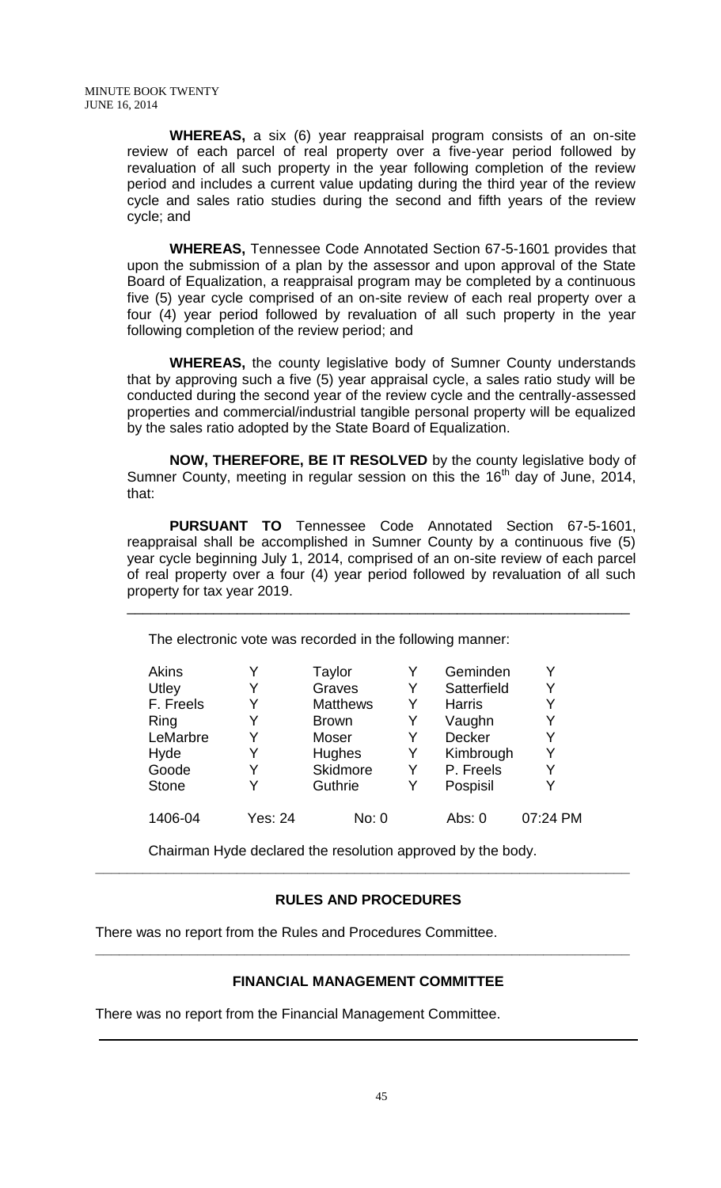**WHEREAS,** a six (6) year reappraisal program consists of an on-site review of each parcel of real property over a five-year period followed by revaluation of all such property in the year following completion of the review period and includes a current value updating during the third year of the review cycle and sales ratio studies during the second and fifth years of the review cycle; and

**WHEREAS,** Tennessee Code Annotated Section 67-5-1601 provides that upon the submission of a plan by the assessor and upon approval of the State Board of Equalization, a reappraisal program may be completed by a continuous five (5) year cycle comprised of an on-site review of each real property over a four (4) year period followed by revaluation of all such property in the year following completion of the review period; and

**WHEREAS,** the county legislative body of Sumner County understands that by approving such a five (5) year appraisal cycle, a sales ratio study will be conducted during the second year of the review cycle and the centrally-assessed properties and commercial/industrial tangible personal property will be equalized by the sales ratio adopted by the State Board of Equalization.

**NOW, THEREFORE, BE IT RESOLVED** by the county legislative body of Sumner County, meeting in regular session on this the 16th day of June, 2014, that:

**PURSUANT TO** Tennessee Code Annotated Section 67-5-1601, reappraisal shall be accomplished in Sumner County by a continuous five (5) year cycle beginning July 1, 2014, comprised of an on-site review of each parcel of real property over a four (4) year period followed by revaluation of all such property for tax year 2019.

---

The electronic vote was recorded in the following manner:

| | | | | | |
|---|---|---|---|---|---|
| Akins | Y | Taylor | Y | Geminden | Y |
| Utley | Y | Graves | Y | Satterfield | Y |
| F. Freels | Y | Matthews | Y | Harris | Y |
| Ring | Y | Brown | Y | Vaughn | Y |
| LeMarbre | Y | Moser | Y | Decker | Y |
| Hyde | Y | Hughes | Y | Kimbrough | Y |
| Goode | Y | Skidmore | Y | P. Freels | Y |
| Stone | Y | Guthrie | Y | Pospisil | Y |
| 1406-04 | Yes: 24 | No: 0 | | Abs: 0 | 07:24 PM |

Chairman Hyde declared the resolution approved by the body.

---

## RULES AND PROCEDURES

There was no report from the Rules and Procedures Committee.

---

## FINANCIAL MANAGEMENT COMMITTEE

There was no report from the Financial Management Committee.

---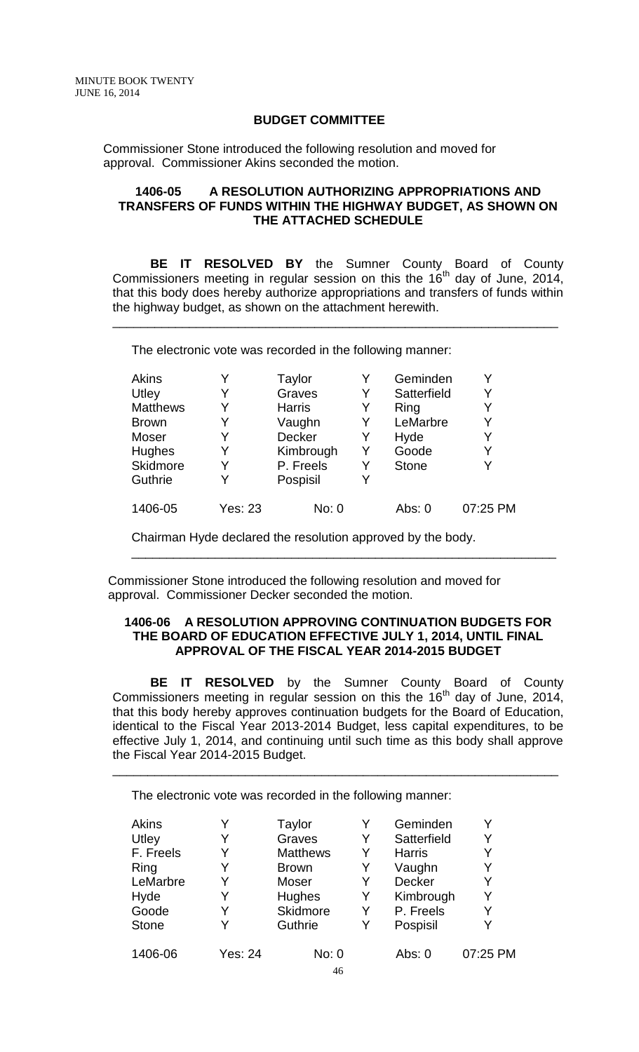## BUDGET COMMITTEE

Commissioner Stone introduced the following resolution and moved for approval. Commissioner Akins seconded the motion.

### 1406-05 A RESOLUTION AUTHORIZING APPROPRIATIONS AND TRANSFERS OF FUNDS WITHIN THE HIGHWAY BUDGET, AS SHOWN ON THE ATTACHED SCHEDULE

**BE IT RESOLVED BY** the Sumner County Board of County Commissioners meeting in regular session on this the 16th day of June, 2014, that this body does hereby authorize appropriations and transfers of funds within the highway budget, as shown on the attachment herewith.

---

The electronic vote was recorded in the following manner:

| | | | | | |
|---|---|---|---|---|---|
| Akins | Y | Taylor | Y | Geminden | Y |
| Utley | Y | Graves | Y | Satterfield | Y |
| Matthews | Y | Harris | Y | Ring | Y |
| Brown | Y | Vaughn | Y | LeMarbre | Y |
| Moser | Y | Decker | Y | Hyde | Y |
| Hughes | Y | Kimbrough | Y | Goode | Y |
| Skidmore | Y | P. Freels | Y | Stone | Y |
| Guthrie | Y | Pospisil | Y | | |
| 1406-05 | Yes: 23 | No: 0 | | Abs: 0 | 07:25 PM |

Chairman Hyde declared the resolution approved by the body.

---

Commissioner Stone introduced the following resolution and moved for approval. Commissioner Decker seconded the motion.

### 1406-06 A RESOLUTION APPROVING CONTINUATION BUDGETS FOR THE BOARD OF EDUCATION EFFECTIVE JULY 1, 2014, UNTIL FINAL APPROVAL OF THE FISCAL YEAR 2014-2015 BUDGET

**BE IT RESOLVED** by the Sumner County Board of County Commissioners meeting in regular session on this the 16th day of June, 2014, that this body hereby approves continuation budgets for the Board of Education, identical to the Fiscal Year 2013-2014 Budget, less capital expenditures, to be effective July 1, 2014, and continuing until such time as this body shall approve the Fiscal Year 2014-2015 Budget.

---

The electronic vote was recorded in the following manner:

| | | | | | |
|---|---|---|---|---|---|
| Akins | Y | Taylor | Y | Geminden | Y |
| Utley | Y | Graves | Y | Satterfield | Y |
| F. Freels | Y | Matthews | Y | Harris | Y |
| Ring | Y | Brown | Y | Vaughn | Y |
| LeMarbre | Y | Moser | Y | Decker | Y |
| Hyde | Y | Hughes | Y | Kimbrough | Y |
| Goode | Y | Skidmore | Y | P. Freels | Y |
| Stone | Y | Guthrie | Y | Pospisil | Y |
| 1406-06 | Yes: 24 | No: 0 | | Abs: 0 | 07:25 PM |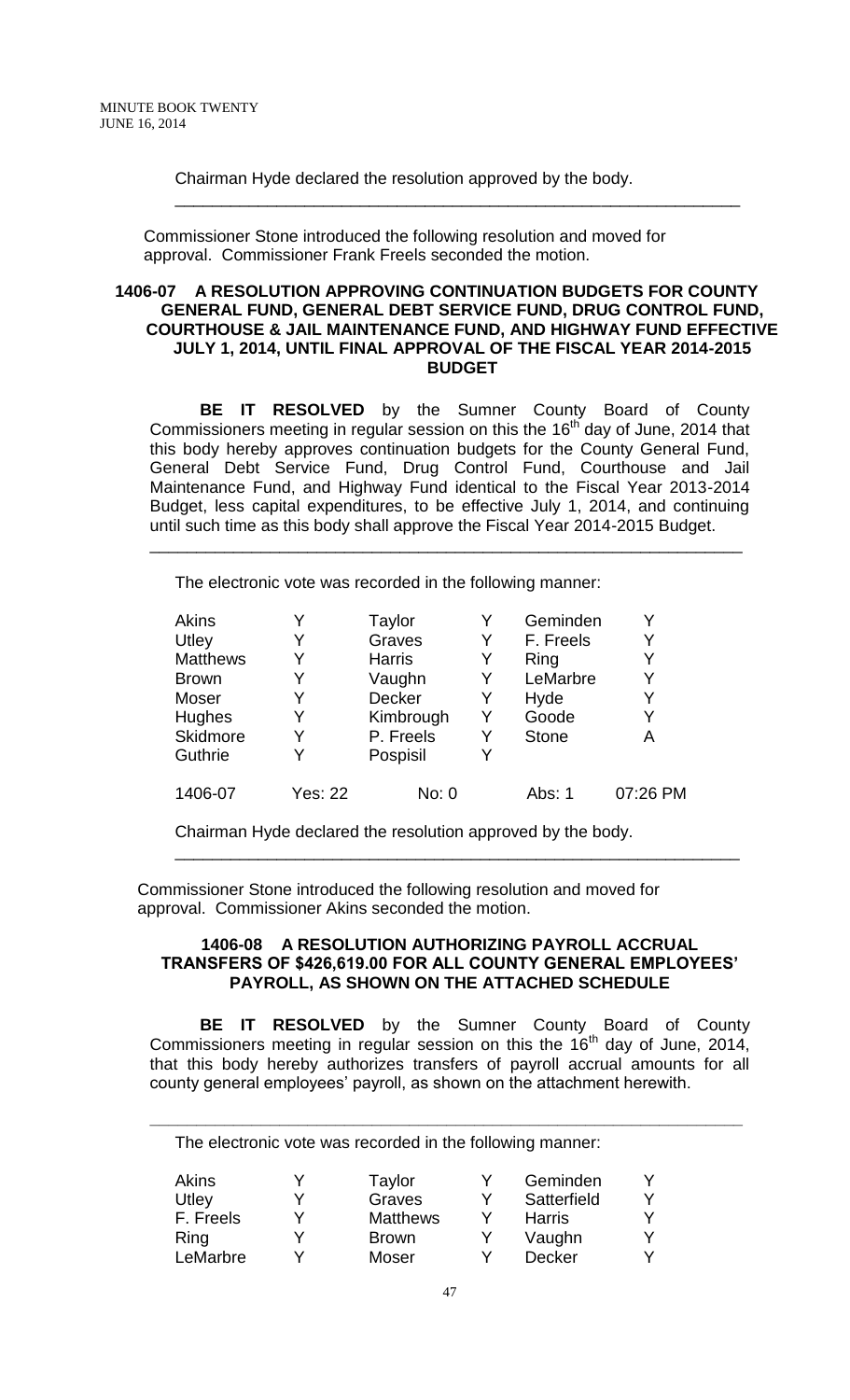Chairman Hyde declared the resolution approved by the body.

---

Commissioner Stone introduced the following resolution and moved for approval. Commissioner Frank Freels seconded the motion.

**1406-07 A RESOLUTION APPROVING CONTINUATION BUDGETS FOR COUNTY GENERAL FUND, GENERAL DEBT SERVICE FUND, DRUG CONTROL FUND, COURTHOUSE & JAIL MAINTENANCE FUND, AND HIGHWAY FUND EFFECTIVE JULY 1, 2014, UNTIL FINAL APPROVAL OF THE FISCAL YEAR 2014-2015 BUDGET**

**BE IT RESOLVED** by the Sumner County Board of County Commissioners meeting in regular session on this the 16th day of June, 2014 that this body hereby approves continuation budgets for the County General Fund, General Debt Service Fund, Drug Control Fund, Courthouse and Jail Maintenance Fund, and Highway Fund identical to the Fiscal Year 2013-2014 Budget, less capital expenditures, to be effective July 1, 2014, and continuing until such time as this body shall approve the Fiscal Year 2014-2015 Budget.

---

The electronic vote was recorded in the following manner:

| | | | | | |
|---|---|---|---|---|---|
| Akins | Y | Taylor | Y | Geminden | Y |
| Utley | Y | Graves | Y | F. Freels | Y |
| Matthews | Y | Harris | Y | Ring | Y |
| Brown | Y | Vaughn | Y | LeMarbre | Y |
| Moser | Y | Decker | Y | Hyde | Y |
| Hughes | Y | Kimbrough | Y | Goode | Y |
| Skidmore | Y | P. Freels | Y | Stone | A |
| Guthrie | Y | Pospisil | Y | | |
| 1406-07 | Yes: 22 | No: 0 | | Abs: 1 | 07:26 PM |

Chairman Hyde declared the resolution approved by the body.

---

Commissioner Stone introduced the following resolution and moved for approval. Commissioner Akins seconded the motion.

**1406-08 A RESOLUTION AUTHORIZING PAYROLL ACCRUAL TRANSFERS OF $426,619.00 FOR ALL COUNTY GENERAL EMPLOYEES' PAYROLL, AS SHOWN ON THE ATTACHED SCHEDULE**

**BE IT RESOLVED** by the Sumner County Board of County Commissioners meeting in regular session on this the 16th day of June, 2014, that this body hereby authorizes transfers of payroll accrual amounts for all county general employees' payroll, as shown on the attachment herewith.

---

The electronic vote was recorded in the following manner:

| | | | | | |
|---|---|---|---|---|---|
| Akins | Y | Taylor | Y | Geminden | Y |
| Utley | Y | Graves | Y | Satterfield | Y |
| F. Freels | Y | Matthews | Y | Harris | Y |
| Ring | Y | Brown | Y | Vaughn | Y |
| LeMarbre | Y | Moser | Y | Decker | Y |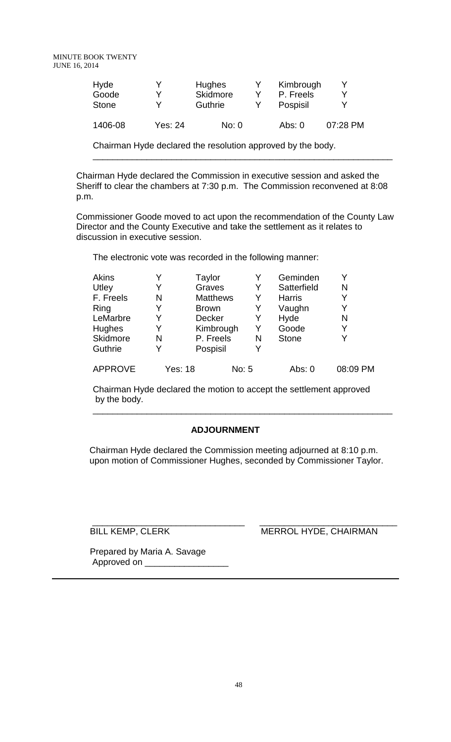| | | | | | |
|---|---|---|---|---|---|
| Hyde | Y | Hughes | Y | Kimbrough | Y |
| Goode | Y | Skidmore | Y | P. Freels | Y |
| Stone | Y | Guthrie | Y | Pospisil | Y |
| 1406-08 | Yes: 24 | No: 0 | | Abs: 0 | 07:28 PM |

Chairman Hyde declared the resolution approved by the body.

---

Chairman Hyde declared the Commission in executive session and asked the Sheriff to clear the chambers at 7:30 p.m. The Commission reconvened at 8:08 p.m.

Commissioner Goode moved to act upon the recommendation of the County Law Director and the County Executive and take the settlement as it relates to discussion in executive session.

The electronic vote was recorded in the following manner:

| | | | | | |
|---|---|---|---|---|---|
| Akins | Y | Taylor | Y | Geminden | Y |
| Utley | Y | Graves | Y | Satterfield | N |
| F. Freels | N | Matthews | Y | Harris | Y |
| Ring | Y | Brown | Y | Vaughn | Y |
| LeMarbre | Y | Decker | Y | Hyde | N |
| Hughes | Y | Kimbrough | Y | Goode | Y |
| Skidmore | N | P. Freels | N | Stone | Y |
| Guthrie | Y | Pospisil | Y | | |
| APPROVE | Yes: 18 | No: 5 | | Abs: 0 | 08:09 PM |

Chairman Hyde declared the motion to accept the settlement approved by the body.

---

## ADJOURNMENT

Chairman Hyde declared the Commission meeting adjourned at 8:10 p.m. upon motion of Commissioner Hughes, seconded by Commissioner Taylor.

_______________________________ _______________________________

BILL KEMP, CLERK MERROL HYDE, CHAIRMAN

Prepared by Maria A. Savage
Approved on ________________